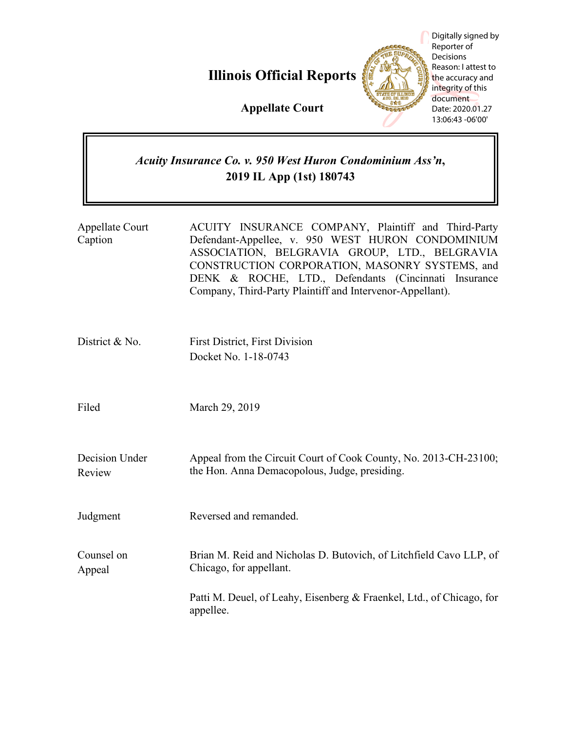# Illinois Official Reports

## Appellate Court

Digitally signed by Reporter of Decisions
Reason: I attest to the accuracy and integrity of this document
Date: 2020.01.27 13:06:43 -06'00'

***Acuity Insurance Co. v. 950 West Huron Condominium Ass'n*, 2019 IL App (1st) 180743**

| | |
|---|---|
| Appellate Court Caption | ACUITY INSURANCE COMPANY, Plaintiff and Third-Party Defendant-Appellee, v. 950 WEST HURON CONDOMINIUM ASSOCIATION, BELGRAVIA GROUP, LTD., BELGRAVIA CONSTRUCTION CORPORATION, MASONRY SYSTEMS, and DENK & ROCHE, LTD., Defendants (Cincinnati Insurance Company, Third-Party Plaintiff and Intervenor-Appellant). |
| District & No. | First District, First Division<br>Docket No. 1-18-0743 |
| Filed | March 29, 2019 |
| Decision Under Review | Appeal from the Circuit Court of Cook County, No. 2013-CH-23100; the Hon. Anna Demacopolous, Judge, presiding. |
| Judgment | Reversed and remanded. |
| Counsel on Appeal | Brian M. Reid and Nicholas D. Butovich, of Litchfield Cavo LLP, of Chicago, for appellant.<br><br>Patti M. Deuel, of Leahy, Eisenberg & Fraenkel, Ltd., of Chicago, for appellee. |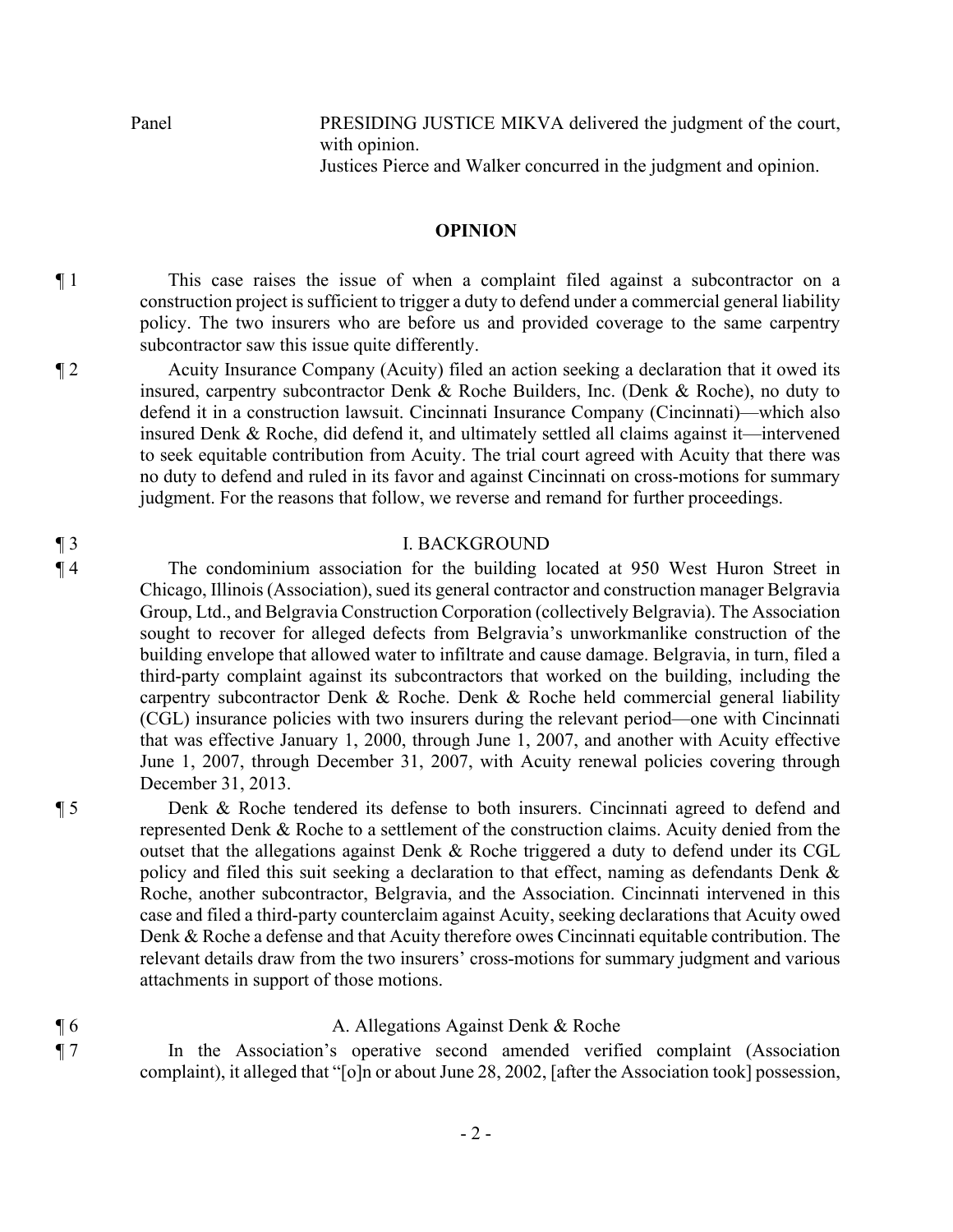Panel PRESIDING JUSTICE MIKVA delivered the judgment of the court, with opinion.
Justices Pierce and Walker concurred in the judgment and opinion.

## OPINION

¶ 1 This case raises the issue of when a complaint filed against a subcontractor on a construction project is sufficient to trigger a duty to defend under a commercial general liability policy. The two insurers who are before us and provided coverage to the same carpentry subcontractor saw this issue quite differently.

¶ 2 Acuity Insurance Company (Acuity) filed an action seeking a declaration that it owed its insured, carpentry subcontractor Denk & Roche Builders, Inc. (Denk & Roche), no duty to defend it in a construction lawsuit. Cincinnati Insurance Company (Cincinnati)—which also insured Denk & Roche, did defend it, and ultimately settled all claims against it—intervened to seek equitable contribution from Acuity. The trial court agreed with Acuity that there was no duty to defend and ruled in its favor and against Cincinnati on cross-motions for summary judgment. For the reasons that follow, we reverse and remand for further proceedings.

### ¶ 3 I. BACKGROUND

¶ 4 The condominium association for the building located at 950 West Huron Street in Chicago, Illinois (Association), sued its general contractor and construction manager Belgravia Group, Ltd., and Belgravia Construction Corporation (collectively Belgravia). The Association sought to recover for alleged defects from Belgravia's unworkmanlike construction of the building envelope that allowed water to infiltrate and cause damage. Belgravia, in turn, filed a third-party complaint against its subcontractors that worked on the building, including the carpentry subcontractor Denk & Roche. Denk & Roche held commercial general liability (CGL) insurance policies with two insurers during the relevant period—one with Cincinnati that was effective January 1, 2000, through June 1, 2007, and another with Acuity effective June 1, 2007, through December 31, 2007, with Acuity renewal policies covering through December 31, 2013.

¶ 5 Denk & Roche tendered its defense to both insurers. Cincinnati agreed to defend and represented Denk & Roche to a settlement of the construction claims. Acuity denied from the outset that the allegations against Denk & Roche triggered a duty to defend under its CGL policy and filed this suit seeking a declaration to that effect, naming as defendants Denk & Roche, another subcontractor, Belgravia, and the Association. Cincinnati intervened in this case and filed a third-party counterclaim against Acuity, seeking declarations that Acuity owed Denk & Roche a defense and that Acuity therefore owes Cincinnati equitable contribution. The relevant details draw from the two insurers' cross-motions for summary judgment and various attachments in support of those motions.

### ¶ 6 A. Allegations Against Denk & Roche

¶ 7 In the Association's operative second amended verified complaint (Association complaint), it alleged that "[o]n or about June 28, 2002, [after the Association took] possession,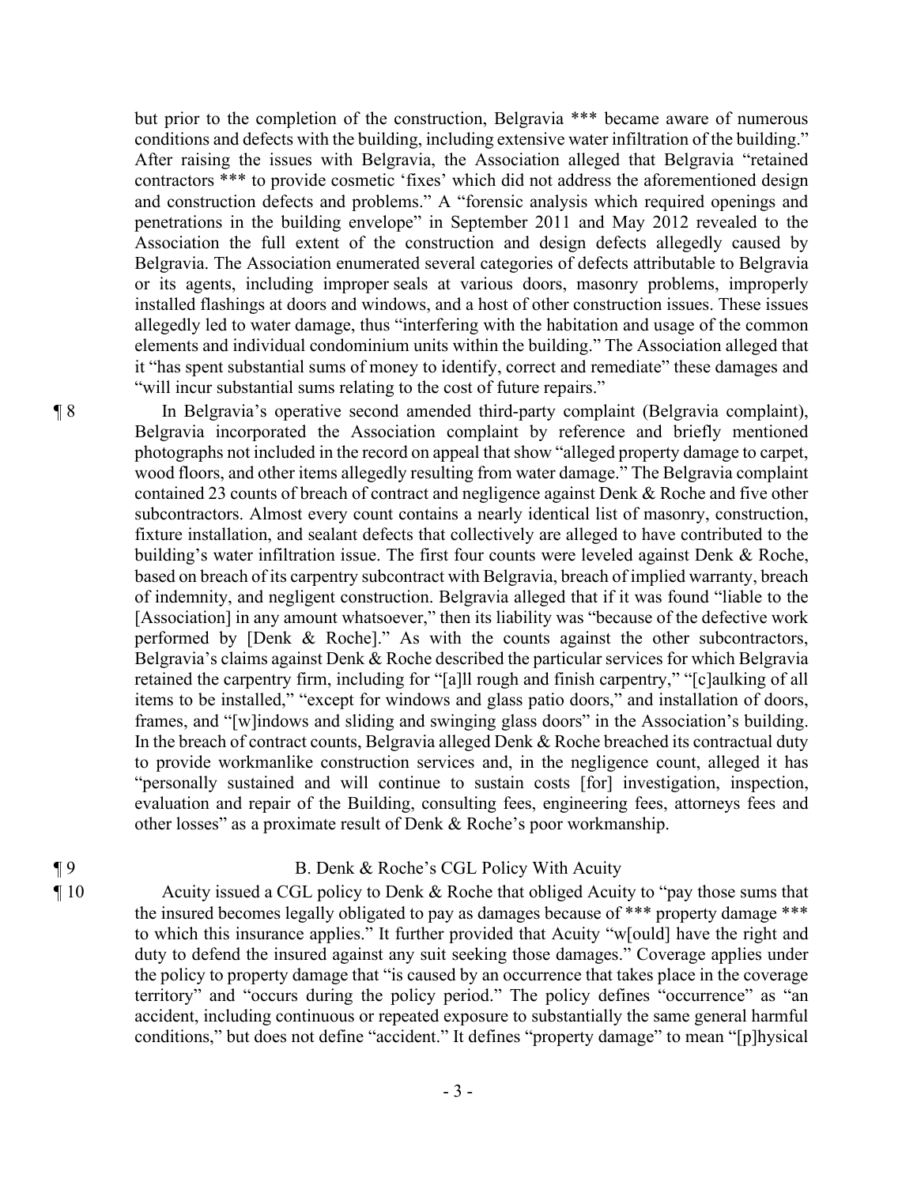but prior to the completion of the construction, Belgravia *** became aware of numerous conditions and defects with the building, including extensive water infiltration of the building." After raising the issues with Belgravia, the Association alleged that Belgravia "retained contractors *** to provide cosmetic 'fixes' which did not address the aforementioned design and construction defects and problems." A "forensic analysis which required openings and penetrations in the building envelope" in September 2011 and May 2012 revealed to the Association the full extent of the construction and design defects allegedly caused by Belgravia. The Association enumerated several categories of defects attributable to Belgravia or its agents, including improper seals at various doors, masonry problems, improperly installed flashings at doors and windows, and a host of other construction issues. These issues allegedly led to water damage, thus "interfering with the habitation and usage of the common elements and individual condominium units within the building." The Association alleged that it "has spent substantial sums of money to identify, correct and remediate" these damages and "will incur substantial sums relating to the cost of future repairs."

¶ 8 In Belgravia's operative second amended third-party complaint (Belgravia complaint), Belgravia incorporated the Association complaint by reference and briefly mentioned photographs not included in the record on appeal that show "alleged property damage to carpet, wood floors, and other items allegedly resulting from water damage." The Belgravia complaint contained 23 counts of breach of contract and negligence against Denk & Roche and five other subcontractors. Almost every count contains a nearly identical list of masonry, construction, fixture installation, and sealant defects that collectively are alleged to have contributed to the building's water infiltration issue. The first four counts were leveled against Denk & Roche, based on breach of its carpentry subcontract with Belgravia, breach of implied warranty, breach of indemnity, and negligent construction. Belgravia alleged that if it was found "liable to the [Association] in any amount whatsoever," then its liability was "because of the defective work performed by [Denk & Roche]." As with the counts against the other subcontractors, Belgravia's claims against Denk & Roche described the particular services for which Belgravia retained the carpentry firm, including for "[a]ll rough and finish carpentry," "[c]aulking of all items to be installed," "except for windows and glass patio doors," and installation of doors, frames, and "[w]indows and sliding and swinging glass doors" in the Association's building. In the breach of contract counts, Belgravia alleged Denk & Roche breached its contractual duty to provide workmanlike construction services and, in the negligence count, alleged it has "personally sustained and will continue to sustain costs [for] investigation, inspection, evaluation and repair of the Building, consulting fees, engineering fees, attorneys fees and other losses" as a proximate result of Denk & Roche's poor workmanship.

¶ 9 B. Denk & Roche's CGL Policy With Acuity

¶ 10 Acuity issued a CGL policy to Denk & Roche that obliged Acuity to "pay those sums that the insured becomes legally obligated to pay as damages because of *** property damage *** to which this insurance applies." It further provided that Acuity "w[ould] have the right and duty to defend the insured against any suit seeking those damages." Coverage applies under the policy to property damage that "is caused by an occurrence that takes place in the coverage territory" and "occurs during the policy period." The policy defines "occurrence" as "an accident, including continuous or repeated exposure to substantially the same general harmful conditions," but does not define "accident." It defines "property damage" to mean "[p]hysical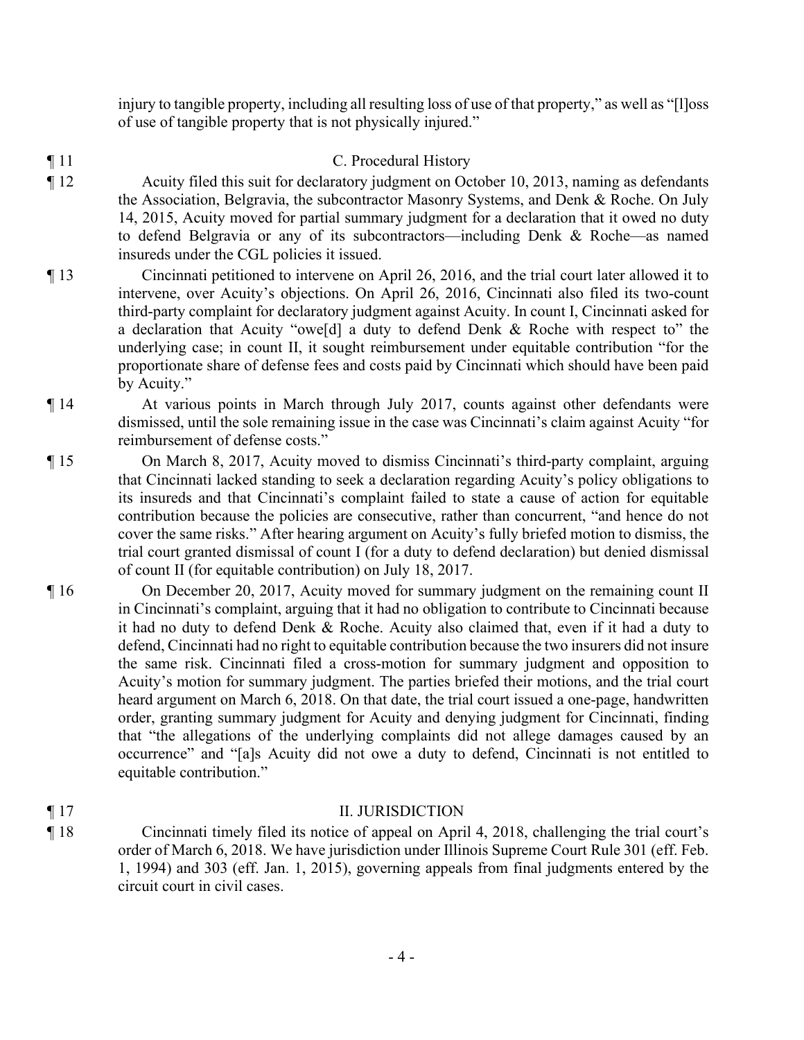injury to tangible property, including all resulting loss of use of that property," as well as "[l]oss of use of tangible property that is not physically injured."

¶ 11 C. Procedural History

¶ 12 Acuity filed this suit for declaratory judgment on October 10, 2013, naming as defendants the Association, Belgravia, the subcontractor Masonry Systems, and Denk & Roche. On July 14, 2015, Acuity moved for partial summary judgment for a declaration that it owed no duty to defend Belgravia or any of its subcontractors—including Denk & Roche—as named insureds under the CGL policies it issued.

¶ 13 Cincinnati petitioned to intervene on April 26, 2016, and the trial court later allowed it to intervene, over Acuity's objections. On April 26, 2016, Cincinnati also filed its two-count third-party complaint for declaratory judgment against Acuity. In count I, Cincinnati asked for a declaration that Acuity "owe[d] a duty to defend Denk & Roche with respect to" the underlying case; in count II, it sought reimbursement under equitable contribution "for the proportionate share of defense fees and costs paid by Cincinnati which should have been paid by Acuity."

¶ 14 At various points in March through July 2017, counts against other defendants were dismissed, until the sole remaining issue in the case was Cincinnati's claim against Acuity "for reimbursement of defense costs."

¶ 15 On March 8, 2017, Acuity moved to dismiss Cincinnati's third-party complaint, arguing that Cincinnati lacked standing to seek a declaration regarding Acuity's policy obligations to its insureds and that Cincinnati's complaint failed to state a cause of action for equitable contribution because the policies are consecutive, rather than concurrent, "and hence do not cover the same risks." After hearing argument on Acuity's fully briefed motion to dismiss, the trial court granted dismissal of count I (for a duty to defend declaration) but denied dismissal of count II (for equitable contribution) on July 18, 2017.

¶ 16 On December 20, 2017, Acuity moved for summary judgment on the remaining count II in Cincinnati's complaint, arguing that it had no obligation to contribute to Cincinnati because it had no duty to defend Denk & Roche. Acuity also claimed that, even if it had a duty to defend, Cincinnati had no right to equitable contribution because the two insurers did not insure the same risk. Cincinnati filed a cross-motion for summary judgment and opposition to Acuity's motion for summary judgment. The parties briefed their motions, and the trial court heard argument on March 6, 2018. On that date, the trial court issued a one-page, handwritten order, granting summary judgment for Acuity and denying judgment for Cincinnati, finding that "the allegations of the underlying complaints did not allege damages caused by an occurrence" and "[a]s Acuity did not owe a duty to defend, Cincinnati is not entitled to equitable contribution."

¶ 17 II. JURISDICTION

¶ 18 Cincinnati timely filed its notice of appeal on April 4, 2018, challenging the trial court's order of March 6, 2018. We have jurisdiction under Illinois Supreme Court Rule 301 (eff. Feb. 1, 1994) and 303 (eff. Jan. 1, 2015), governing appeals from final judgments entered by the circuit court in civil cases.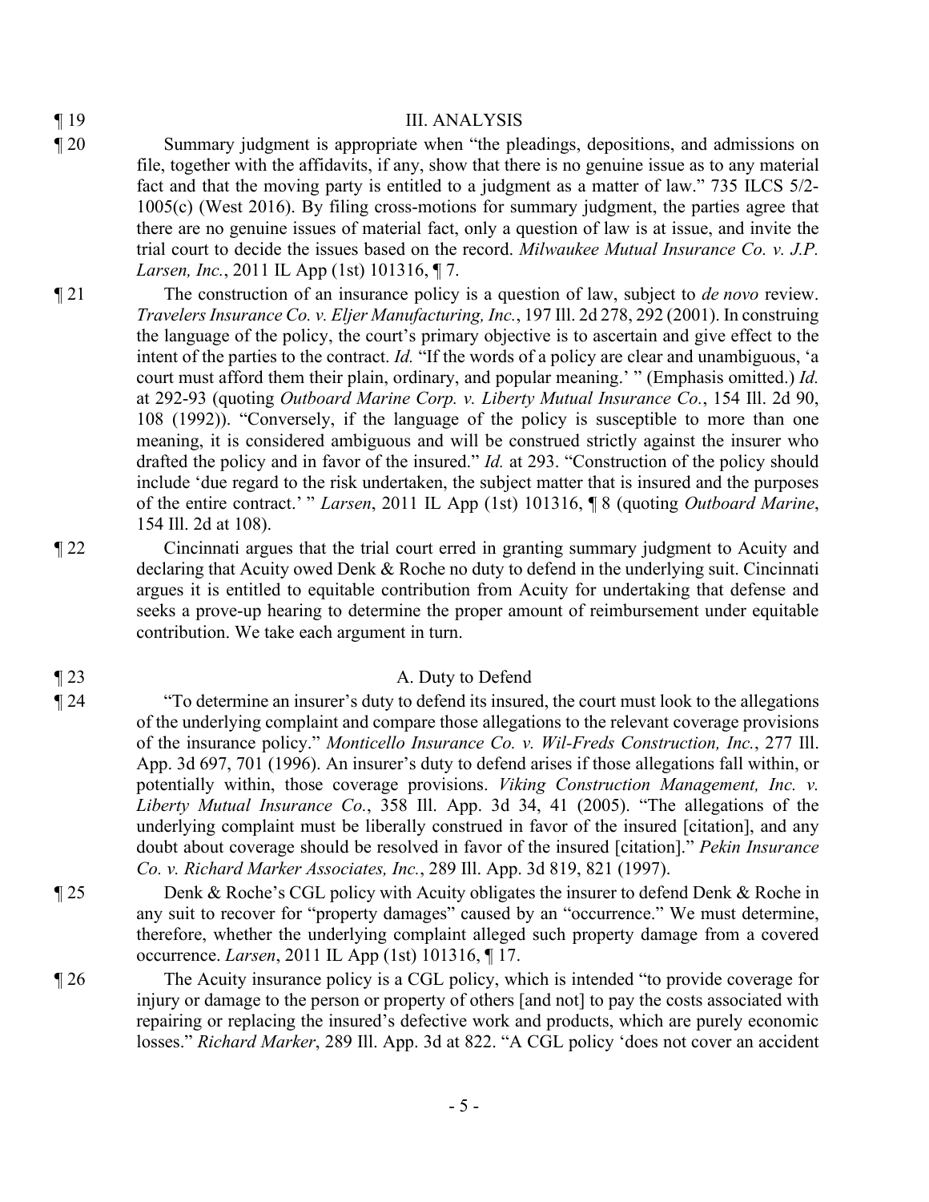¶ 19

## III. ANALYSIS

¶ 20 Summary judgment is appropriate when "the pleadings, depositions, and admissions on file, together with the affidavits, if any, show that there is no genuine issue as to any material fact and that the moving party is entitled to a judgment as a matter of law." 735 ILCS 5/2-1005(c) (West 2016). By filing cross-motions for summary judgment, the parties agree that there are no genuine issues of material fact, only a question of law is at issue, and invite the trial court to decide the issues based on the record. *Milwaukee Mutual Insurance Co. v. J.P. Larsen, Inc.*, 2011 IL App (1st) 101316, ¶ 7.

¶ 21 The construction of an insurance policy is a question of law, subject to *de novo* review. *Travelers Insurance Co. v. Eljer Manufacturing, Inc.*, 197 Ill. 2d 278, 292 (2001). In construing the language of the policy, the court's primary objective is to ascertain and give effect to the intent of the parties to the contract. *Id.* "If the words of a policy are clear and unambiguous, 'a court must afford them their plain, ordinary, and popular meaning.' " (Emphasis omitted.) *Id.* at 292-93 (quoting *Outboard Marine Corp. v. Liberty Mutual Insurance Co.*, 154 Ill. 2d 90, 108 (1992)). "Conversely, if the language of the policy is susceptible to more than one meaning, it is considered ambiguous and will be construed strictly against the insurer who drafted the policy and in favor of the insured." *Id.* at 293. "Construction of the policy should include 'due regard to the risk undertaken, the subject matter that is insured and the purposes of the entire contract.' " *Larsen*, 2011 IL App (1st) 101316, ¶ 8 (quoting *Outboard Marine*, 154 Ill. 2d at 108).

¶ 22 Cincinnati argues that the trial court erred in granting summary judgment to Acuity and declaring that Acuity owed Denk & Roche no duty to defend in the underlying suit. Cincinnati argues it is entitled to equitable contribution from Acuity for undertaking that defense and seeks a prove-up hearing to determine the proper amount of reimbursement under equitable contribution. We take each argument in turn.

¶ 23

### A. Duty to Defend

¶ 24 "To determine an insurer's duty to defend its insured, the court must look to the allegations of the underlying complaint and compare those allegations to the relevant coverage provisions of the insurance policy." *Monticello Insurance Co. v. Wil-Freds Construction, Inc.*, 277 Ill. App. 3d 697, 701 (1996). An insurer's duty to defend arises if those allegations fall within, or potentially within, those coverage provisions. *Viking Construction Management, Inc. v. Liberty Mutual Insurance Co.*, 358 Ill. App. 3d 34, 41 (2005). "The allegations of the underlying complaint must be liberally construed in favor of the insured [citation], and any doubt about coverage should be resolved in favor of the insured [citation]." *Pekin Insurance Co. v. Richard Marker Associates, Inc.*, 289 Ill. App. 3d 819, 821 (1997).

¶ 25 Denk & Roche's CGL policy with Acuity obligates the insurer to defend Denk & Roche in any suit to recover for "property damages" caused by an "occurrence." We must determine, therefore, whether the underlying complaint alleged such property damage from a covered occurrence. *Larsen*, 2011 IL App (1st) 101316, ¶ 17.

¶ 26 The Acuity insurance policy is a CGL policy, which is intended "to provide coverage for injury or damage to the person or property of others [and not] to pay the costs associated with repairing or replacing the insured's defective work and products, which are purely economic losses." *Richard Marker*, 289 Ill. App. 3d at 822. "A CGL policy 'does not cover an accident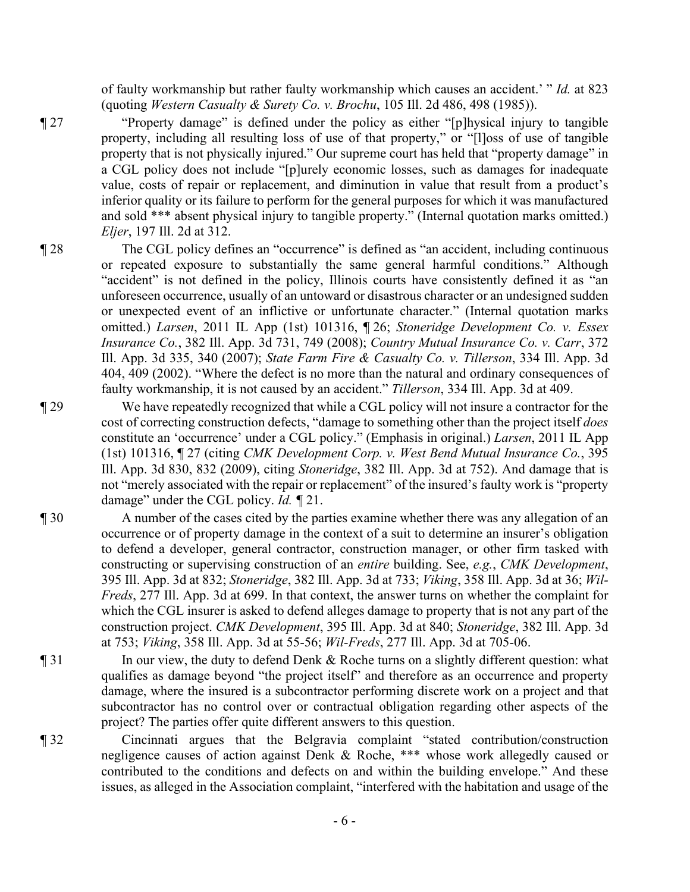of faulty workmanship but rather faulty workmanship which causes an accident.' " *Id.* at 823 (quoting *Western Casualty & Surety Co. v. Brochu*, 105 Ill. 2d 486, 498 (1985)).

¶ 27 "Property damage" is defined under the policy as either "[p]hysical injury to tangible property, including all resulting loss of use of that property," or "[l]oss of use of tangible property that is not physically injured." Our supreme court has held that "property damage" in a CGL policy does not include "[p]urely economic losses, such as damages for inadequate value, costs of repair or replacement, and diminution in value that result from a product's inferior quality or its failure to perform for the general purposes for which it was manufactured and sold *** absent physical injury to tangible property." (Internal quotation marks omitted.) *Eljer*, 197 Ill. 2d at 312.

¶ 28 The CGL policy defines an "occurrence" is defined as "an accident, including continuous or repeated exposure to substantially the same general harmful conditions." Although "accident" is not defined in the policy, Illinois courts have consistently defined it as "an unforeseen occurrence, usually of an untoward or disastrous character or an undesigned sudden or unexpected event of an inflictive or unfortunate character." (Internal quotation marks omitted.) *Larsen*, 2011 IL App (1st) 101316, ¶ 26; *Stoneridge Development Co. v. Essex Insurance Co.*, 382 Ill. App. 3d 731, 749 (2008); *Country Mutual Insurance Co. v. Carr*, 372 Ill. App. 3d 335, 340 (2007); *State Farm Fire & Casualty Co. v. Tillerson*, 334 Ill. App. 3d 404, 409 (2002). "Where the defect is no more than the natural and ordinary consequences of faulty workmanship, it is not caused by an accident." *Tillerson*, 334 Ill. App. 3d at 409.

¶ 29 We have repeatedly recognized that while a CGL policy will not insure a contractor for the cost of correcting construction defects, "damage to something other than the project itself *does* constitute an 'occurrence' under a CGL policy." (Emphasis in original.) *Larsen*, 2011 IL App (1st) 101316, ¶ 27 (citing *CMK Development Corp. v. West Bend Mutual Insurance Co.*, 395 Ill. App. 3d 830, 832 (2009), citing *Stoneridge*, 382 Ill. App. 3d at 752). And damage that is not "merely associated with the repair or replacement" of the insured's faulty work is "property damage" under the CGL policy. *Id.* ¶ 21.

¶ 30 A number of the cases cited by the parties examine whether there was any allegation of an occurrence or of property damage in the context of a suit to determine an insurer's obligation to defend a developer, general contractor, construction manager, or other firm tasked with constructing or supervising construction of an *entire* building. See, *e.g.*, *CMK Development*, 395 Ill. App. 3d at 832; *Stoneridge*, 382 Ill. App. 3d at 733; *Viking*, 358 Ill. App. 3d at 36; *Wil-Freds*, 277 Ill. App. 3d at 699. In that context, the answer turns on whether the complaint for which the CGL insurer is asked to defend alleges damage to property that is not any part of the construction project. *CMK Development*, 395 Ill. App. 3d at 840; *Stoneridge*, 382 Ill. App. 3d at 753; *Viking*, 358 Ill. App. 3d at 55-56; *Wil-Freds*, 277 Ill. App. 3d at 705-06.

¶ 31 In our view, the duty to defend Denk & Roche turns on a slightly different question: what qualifies as damage beyond "the project itself" and therefore as an occurrence and property damage, where the insured is a subcontractor performing discrete work on a project and that subcontractor has no control over or contractual obligation regarding other aspects of the project? The parties offer quite different answers to this question.

¶ 32 Cincinnati argues that the Belgravia complaint "stated contribution/construction negligence causes of action against Denk & Roche, *** whose work allegedly caused or contributed to the conditions and defects on and within the building envelope." And these issues, as alleged in the Association complaint, "interfered with the habitation and usage of the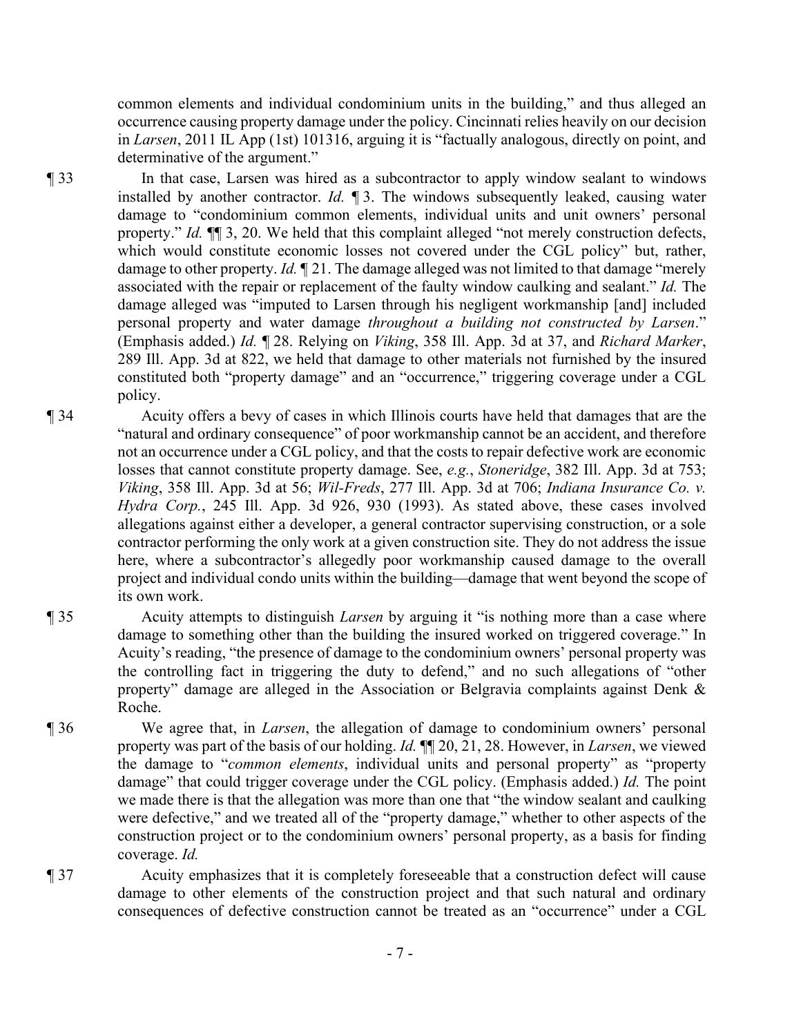common elements and individual condominium units in the building," and thus alleged an occurrence causing property damage under the policy. Cincinnati relies heavily on our decision in *Larsen*, 2011 IL App (1st) 101316, arguing it is "factually analogous, directly on point, and determinative of the argument."

¶ 33 In that case, Larsen was hired as a subcontractor to apply window sealant to windows installed by another contractor. *Id.* ¶ 3. The windows subsequently leaked, causing water damage to "condominium common elements, individual units and unit owners' personal property." *Id.* ¶¶ 3, 20. We held that this complaint alleged "not merely construction defects, which would constitute economic losses not covered under the CGL policy" but, rather, damage to other property. *Id.* ¶ 21. The damage alleged was not limited to that damage "merely associated with the repair or replacement of the faulty window caulking and sealant." *Id.* The damage alleged was "imputed to Larsen through his negligent workmanship [and] included personal property and water damage *throughout a building not constructed by Larsen*." (Emphasis added.) *Id.* ¶ 28. Relying on *Viking*, 358 Ill. App. 3d at 37, and *Richard Marker*, 289 Ill. App. 3d at 822, we held that damage to other materials not furnished by the insured constituted both "property damage" and an "occurrence," triggering coverage under a CGL policy.

¶ 34 Acuity offers a bevy of cases in which Illinois courts have held that damages that are the "natural and ordinary consequence" of poor workmanship cannot be an accident, and therefore not an occurrence under a CGL policy, and that the costs to repair defective work are economic losses that cannot constitute property damage. See, *e.g.*, *Stoneridge*, 382 Ill. App. 3d at 753; *Viking*, 358 Ill. App. 3d at 56; *Wil-Freds*, 277 Ill. App. 3d at 706; *Indiana Insurance Co. v. Hydra Corp.*, 245 Ill. App. 3d 926, 930 (1993). As stated above, these cases involved allegations against either a developer, a general contractor supervising construction, or a sole contractor performing the only work at a given construction site. They do not address the issue here, where a subcontractor's allegedly poor workmanship caused damage to the overall project and individual condo units within the building—damage that went beyond the scope of its own work.

¶ 35 Acuity attempts to distinguish *Larsen* by arguing it "is nothing more than a case where damage to something other than the building the insured worked on triggered coverage." In Acuity's reading, "the presence of damage to the condominium owners' personal property was the controlling fact in triggering the duty to defend," and no such allegations of "other property" damage are alleged in the Association or Belgravia complaints against Denk & Roche.

¶ 36 We agree that, in *Larsen*, the allegation of damage to condominium owners' personal property was part of the basis of our holding. *Id.* ¶¶ 20, 21, 28. However, in *Larsen*, we viewed the damage to "*common elements*, individual units and personal property" as "property damage" that could trigger coverage under the CGL policy. (Emphasis added.) *Id.* The point we made there is that the allegation was more than one that "the window sealant and caulking were defective," and we treated all of the "property damage," whether to other aspects of the construction project or to the condominium owners' personal property, as a basis for finding coverage. *Id.*

¶ 37 Acuity emphasizes that it is completely foreseeable that a construction defect will cause damage to other elements of the construction project and that such natural and ordinary consequences of defective construction cannot be treated as an "occurrence" under a CGL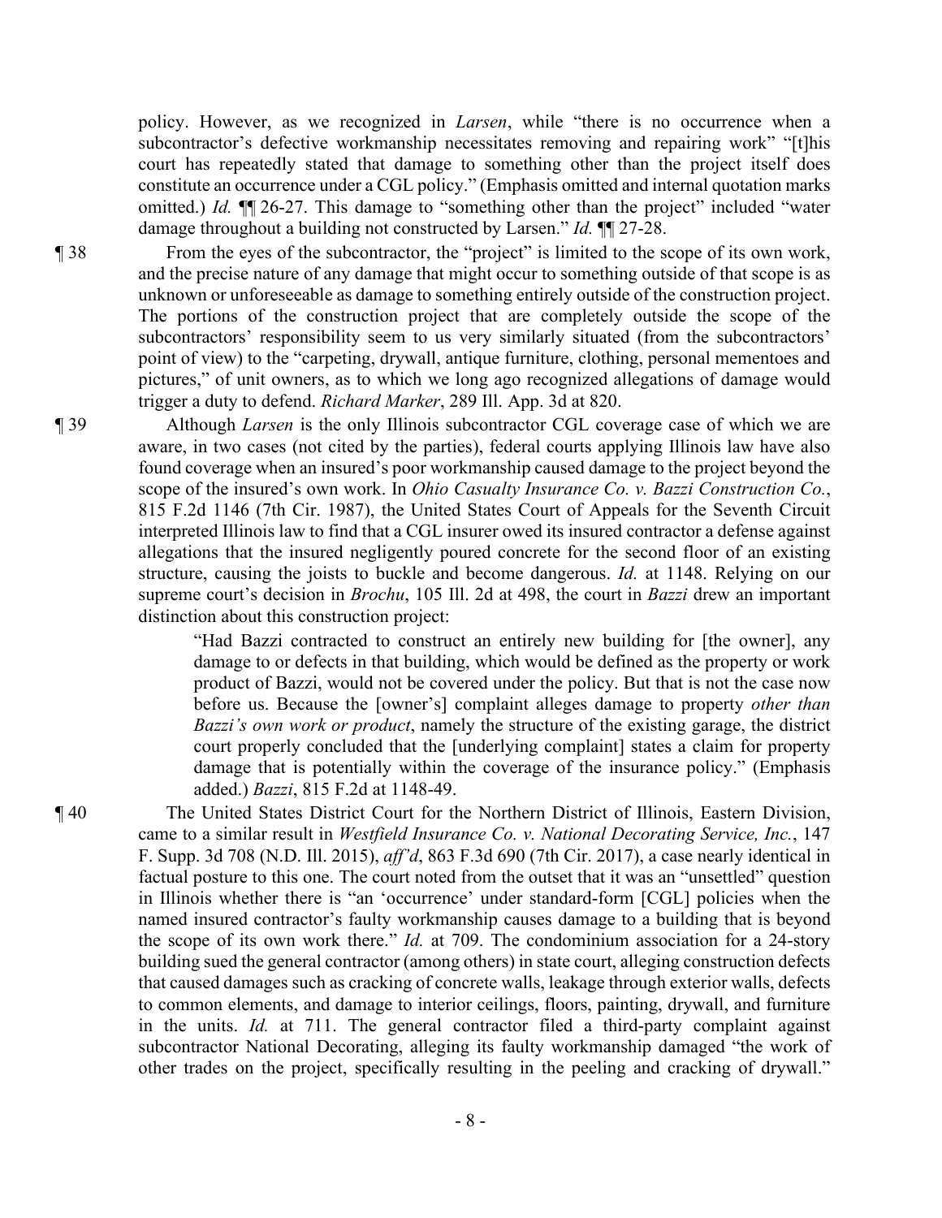policy. However, as we recognized in *Larsen*, while "there is no occurrence when a subcontractor's defective workmanship necessitates removing and repairing work" "[t]his court has repeatedly stated that damage to something other than the project itself does constitute an occurrence under a CGL policy." (Emphasis omitted and internal quotation marks omitted.) *Id.* ¶¶ 26-27. This damage to "something other than the project" included "water damage throughout a building not constructed by Larsen." *Id.* ¶¶ 27-28.

¶ 38 From the eyes of the subcontractor, the "project" is limited to the scope of its own work, and the precise nature of any damage that might occur to something outside of that scope is as unknown or unforeseeable as damage to something entirely outside of the construction project. The portions of the construction project that are completely outside the scope of the subcontractors' responsibility seem to us very similarly situated (from the subcontractors' point of view) to the "carpeting, drywall, antique furniture, clothing, personal mementoes and pictures," of unit owners, as to which we long ago recognized allegations of damage would trigger a duty to defend. *Richard Marker*, 289 Ill. App. 3d at 820.

¶ 39 Although *Larsen* is the only Illinois subcontractor CGL coverage case of which we are aware, in two cases (not cited by the parties), federal courts applying Illinois law have also found coverage when an insured's poor workmanship caused damage to the project beyond the scope of the insured's own work. In *Ohio Casualty Insurance Co. v. Bazzi Construction Co.*, 815 F.2d 1146 (7th Cir. 1987), the United States Court of Appeals for the Seventh Circuit interpreted Illinois law to find that a CGL insurer owed its insured contractor a defense against allegations that the insured negligently poured concrete for the second floor of an existing structure, causing the joists to buckle and become dangerous. *Id.* at 1148. Relying on our supreme court's decision in *Brochu*, 105 Ill. 2d at 498, the court in *Bazzi* drew an important distinction about this construction project:

> "Had Bazzi contracted to construct an entirely new building for [the owner], any damage to or defects in that building, which would be defined as the property or work product of Bazzi, would not be covered under the policy. But that is not the case now before us. Because the [owner's] complaint alleges damage to property *other than Bazzi's own work or product*, namely the structure of the existing garage, the district court properly concluded that the [underlying complaint] states a claim for property damage that is potentially within the coverage of the insurance policy." (Emphasis added.) *Bazzi*, 815 F.2d at 1148-49.

¶ 40 The United States District Court for the Northern District of Illinois, Eastern Division, came to a similar result in *Westfield Insurance Co. v. National Decorating Service, Inc.*, 147 F. Supp. 3d 708 (N.D. Ill. 2015), *aff'd*, 863 F.3d 690 (7th Cir. 2017), a case nearly identical in factual posture to this one. The court noted from the outset that it was an "unsettled" question in Illinois whether there is "an 'occurrence' under standard-form [CGL] policies when the named insured contractor's faulty workmanship causes damage to a building that is beyond the scope of its own work there." *Id.* at 709. The condominium association for a 24-story building sued the general contractor (among others) in state court, alleging construction defects that caused damages such as cracking of concrete walls, leakage through exterior walls, defects to common elements, and damage to interior ceilings, floors, painting, drywall, and furniture in the units. *Id.* at 711. The general contractor filed a third-party complaint against subcontractor National Decorating, alleging its faulty workmanship damaged "the work of other trades on the project, specifically resulting in the peeling and cracking of drywall."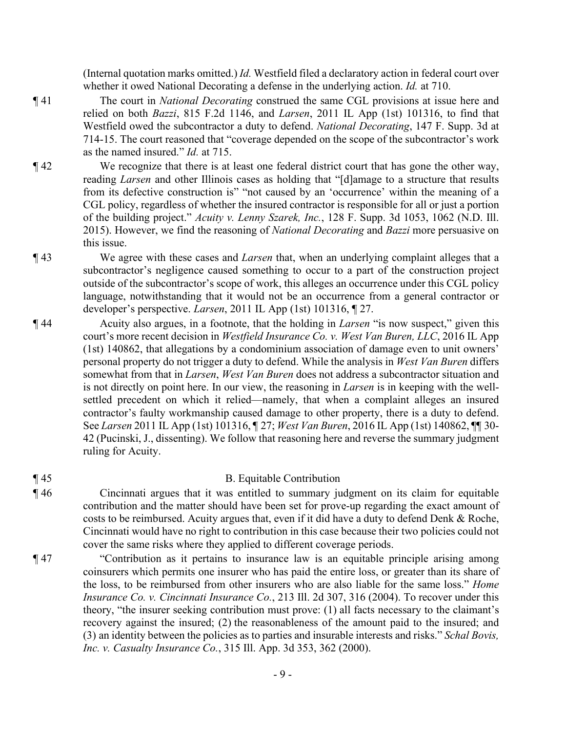(Internal quotation marks omitted.) *Id.* Westfield filed a declaratory action in federal court over whether it owed National Decorating a defense in the underlying action. *Id.* at 710.

¶ 41 The court in *National Decorating* construed the same CGL provisions at issue here and relied on both *Bazzi*, 815 F.2d 1146, and *Larsen*, 2011 IL App (1st) 101316, to find that Westfield owed the subcontractor a duty to defend. *National Decorating*, 147 F. Supp. 3d at 714-15. The court reasoned that "coverage depended on the scope of the subcontractor's work as the named insured." *Id.* at 715.

¶ 42 We recognize that there is at least one federal district court that has gone the other way, reading *Larsen* and other Illinois cases as holding that "[d]amage to a structure that results from its defective construction is" "not caused by an 'occurrence' within the meaning of a CGL policy, regardless of whether the insured contractor is responsible for all or just a portion of the building project." *Acuity v. Lenny Szarek, Inc.*, 128 F. Supp. 3d 1053, 1062 (N.D. Ill. 2015). However, we find the reasoning of *National Decorating* and *Bazzi* more persuasive on this issue.

¶ 43 We agree with these cases and *Larsen* that, when an underlying complaint alleges that a subcontractor's negligence caused something to occur to a part of the construction project outside of the subcontractor's scope of work, this alleges an occurrence under this CGL policy language, notwithstanding that it would not be an occurrence from a general contractor or developer's perspective. *Larsen*, 2011 IL App (1st) 101316, ¶ 27.

¶ 44 Acuity also argues, in a footnote, that the holding in *Larsen* "is now suspect," given this court's more recent decision in *Westfield Insurance Co. v. West Van Buren, LLC*, 2016 IL App (1st) 140862, that allegations by a condominium association of damage even to unit owners' personal property do not trigger a duty to defend. While the analysis in *West Van Buren* differs somewhat from that in *Larsen*, *West Van Buren* does not address a subcontractor situation and is not directly on point here. In our view, the reasoning in *Larsen* is in keeping with the well-settled precedent on which it relied—namely, that when a complaint alleges an insured contractor's faulty workmanship caused damage to other property, there is a duty to defend. See *Larsen* 2011 IL App (1st) 101316, ¶ 27; *West Van Buren*, 2016 IL App (1st) 140862, ¶¶ 30-42 (Pucinski, J., dissenting). We follow that reasoning here and reverse the summary judgment ruling for Acuity.

¶ 45

## B. Equitable Contribution

¶ 46 Cincinnati argues that it was entitled to summary judgment on its claim for equitable contribution and the matter should have been set for prove-up regarding the exact amount of costs to be reimbursed. Acuity argues that, even if it did have a duty to defend Denk & Roche, Cincinnati would have no right to contribution in this case because their two policies could not cover the same risks where they applied to different coverage periods.

¶ 47 "Contribution as it pertains to insurance law is an equitable principle arising among coinsurers which permits one insurer who has paid the entire loss, or greater than its share of the loss, to be reimbursed from other insurers who are also liable for the same loss." *Home Insurance Co. v. Cincinnati Insurance Co.*, 213 Ill. 2d 307, 316 (2004). To recover under this theory, "the insurer seeking contribution must prove: (1) all facts necessary to the claimant's recovery against the insured; (2) the reasonableness of the amount paid to the insured; and (3) an identity between the policies as to parties and insurable interests and risks." *Schal Bovis, Inc. v. Casualty Insurance Co.*, 315 Ill. App. 3d 353, 362 (2000).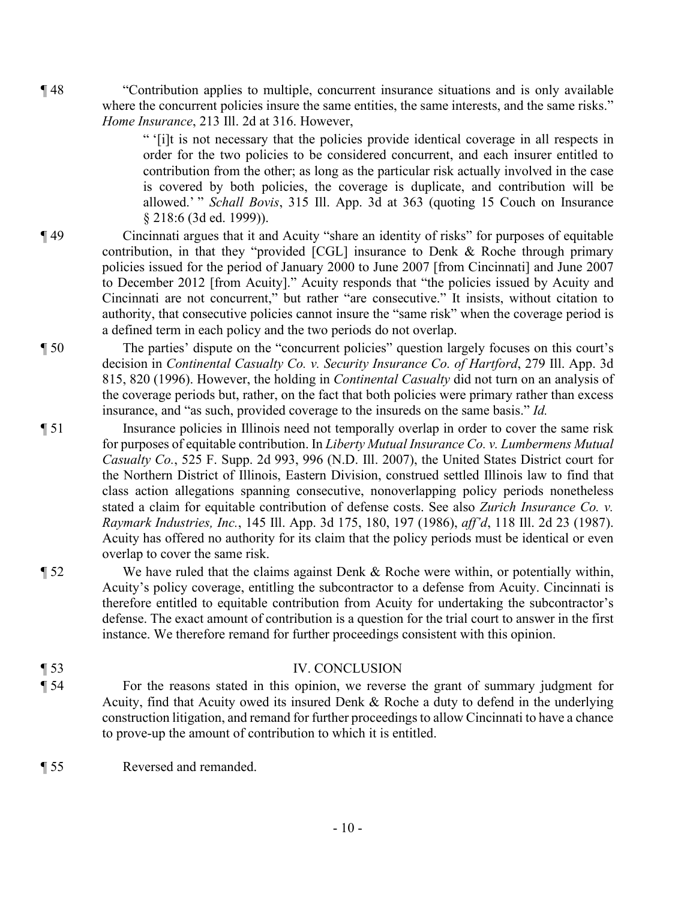¶ 48 "Contribution applies to multiple, concurrent insurance situations and is only available where the concurrent policies insure the same entities, the same interests, and the same risks." *Home Insurance*, 213 Ill. 2d at 316. However,

> " '[i]t is not necessary that the policies provide identical coverage in all respects in order for the two policies to be considered concurrent, and each insurer entitled to contribution from the other; as long as the particular risk actually involved in the case is covered by both policies, the coverage is duplicate, and contribution will be allowed.' " *Schall Bovis*, 315 Ill. App. 3d at 363 (quoting 15 Couch on Insurance § 218:6 (3d ed. 1999)).

¶ 49 Cincinnati argues that it and Acuity "share an identity of risks" for purposes of equitable contribution, in that they "provided [CGL] insurance to Denk & Roche through primary policies issued for the period of January 2000 to June 2007 [from Cincinnati] and June 2007 to December 2012 [from Acuity]." Acuity responds that "the policies issued by Acuity and Cincinnati are not concurrent," but rather "are consecutive." It insists, without citation to authority, that consecutive policies cannot insure the "same risk" when the coverage period is a defined term in each policy and the two periods do not overlap.

¶ 50 The parties' dispute on the "concurrent policies" question largely focuses on this court's decision in *Continental Casualty Co. v. Security Insurance Co. of Hartford*, 279 Ill. App. 3d 815, 820 (1996). However, the holding in *Continental Casualty* did not turn on an analysis of the coverage periods but, rather, on the fact that both policies were primary rather than excess insurance, and "as such, provided coverage to the insureds on the same basis." *Id.*

¶ 51 Insurance policies in Illinois need not temporally overlap in order to cover the same risk for purposes of equitable contribution. In *Liberty Mutual Insurance Co. v. Lumbermens Mutual Casualty Co.*, 525 F. Supp. 2d 993, 996 (N.D. Ill. 2007), the United States District court for the Northern District of Illinois, Eastern Division, construed settled Illinois law to find that class action allegations spanning consecutive, nonoverlapping policy periods nonetheless stated a claim for equitable contribution of defense costs. See also *Zurich Insurance Co. v. Raymark Industries, Inc.*, 145 Ill. App. 3d 175, 180, 197 (1986), *aff'd*, 118 Ill. 2d 23 (1987). Acuity has offered no authority for its claim that the policy periods must be identical or even overlap to cover the same risk.

¶ 52 We have ruled that the claims against Denk & Roche were within, or potentially within, Acuity's policy coverage, entitling the subcontractor to a defense from Acuity. Cincinnati is therefore entitled to equitable contribution from Acuity for undertaking the subcontractor's defense. The exact amount of contribution is a question for the trial court to answer in the first instance. We therefore remand for further proceedings consistent with this opinion.

## ¶ 53 IV. CONCLUSION

¶ 54 For the reasons stated in this opinion, we reverse the grant of summary judgment for Acuity, find that Acuity owed its insured Denk & Roche a duty to defend in the underlying construction litigation, and remand for further proceedings to allow Cincinnati to have a chance to prove-up the amount of contribution to which it is entitled.

¶ 55 Reversed and remanded.